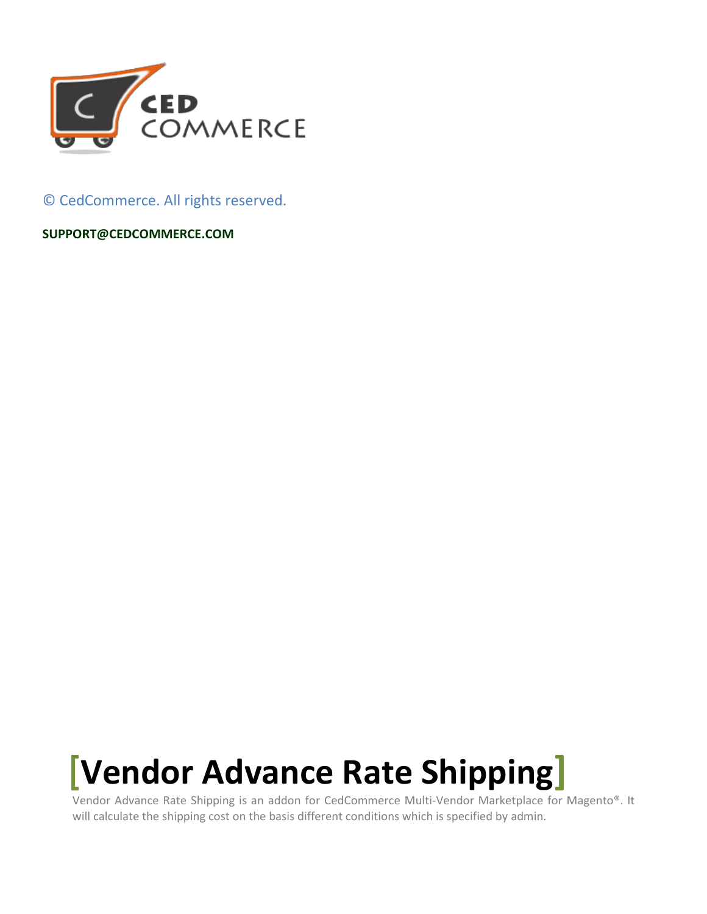© CedCommerce. All rights reserved.

**SUPPORT@CEDCOMMERCE.COM**

# [Vendor Advance Rate Shipping]

Vendor Advance Rate Shipping is an addon for CedCommerce Multi-Vendor Marketplace for Magento®. It will calculate the shipping cost on the basis different conditions which is specified by admin.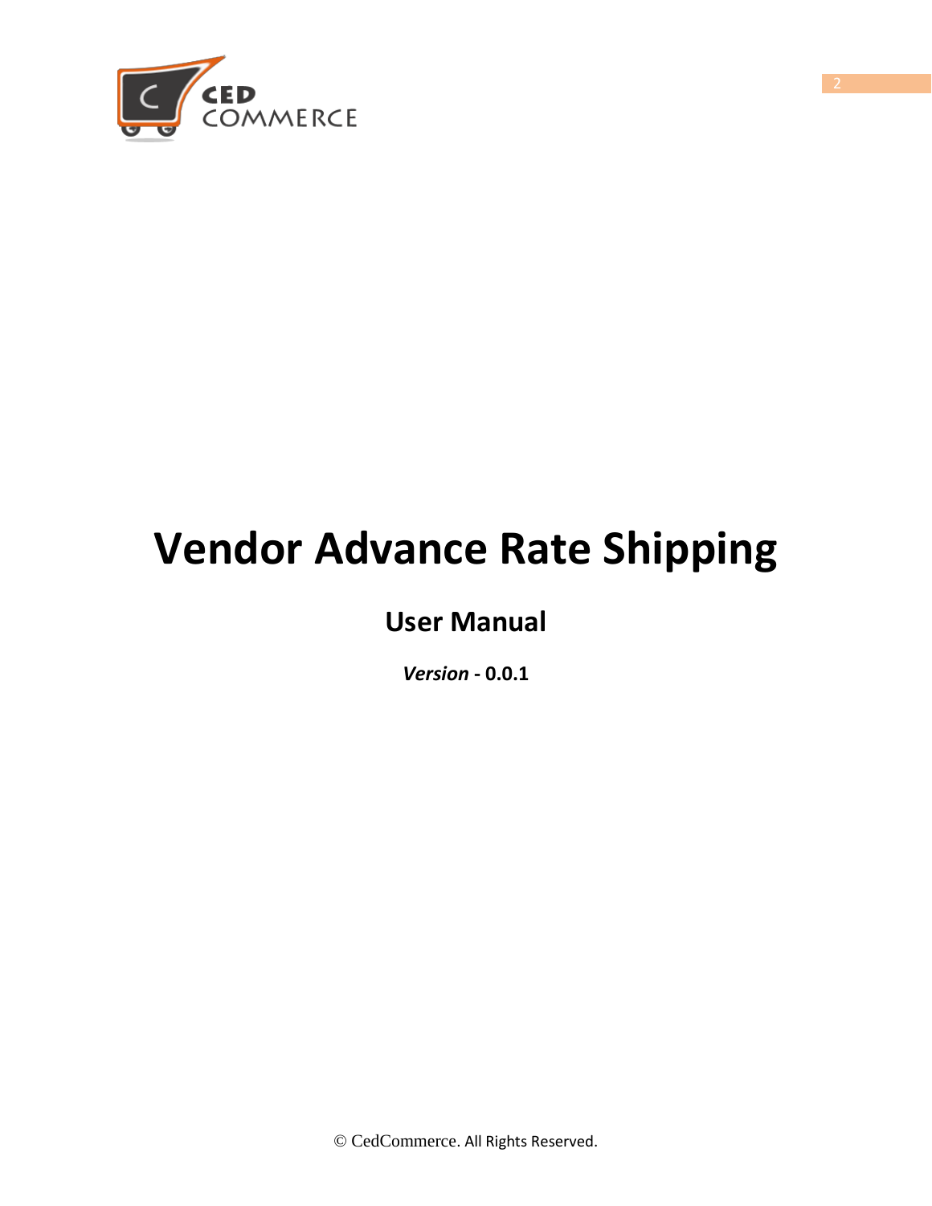# Vendor Advance Rate Shipping

## User Manual

***Version*** **- 0.0.1**

© CedCommerce. All Rights Reserved.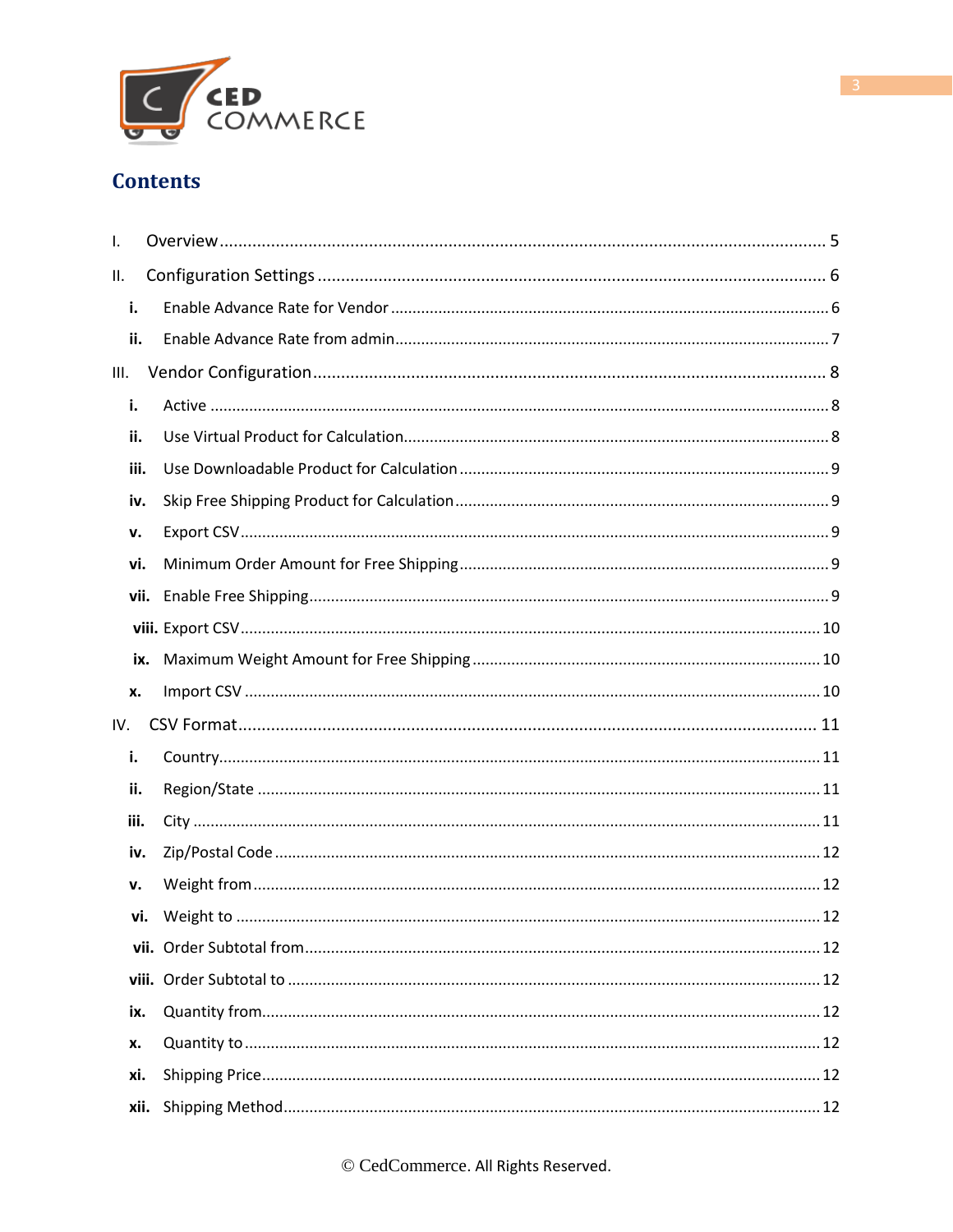# Contents

I. Overview ..... 5

II. Configuration Settings ..... 6

- **i.** Enable Advance Rate for Vendor ..... 6
- **ii.** Enable Advance Rate from admin ..... 7

III. Vendor Configuration ..... 8

- **i.** Active ..... 8
- **ii.** Use Virtual Product for Calculation ..... 8
- **iii.** Use Downloadable Product for Calculation ..... 9
- **iv.** Skip Free Shipping Product for Calculation ..... 9
- **v.** Export CSV ..... 9
- **vi.** Minimum Order Amount for Free Shipping ..... 9
- **vii.** Enable Free Shipping ..... 9
- **viii.** Export CSV ..... 10
- **ix.** Maximum Weight Amount for Free Shipping ..... 10
- **x.** Import CSV ..... 10

IV. CSV Format ..... 11

- **i.** Country ..... 11
- **ii.** Region/State ..... 11
- **iii.** City ..... 11
- **iv.** Zip/Postal Code ..... 12
- **v.** Weight from ..... 12
- **vi.** Weight to ..... 12
- **vii.** Order Subtotal from ..... 12
- **viii.** Order Subtotal to ..... 12
- **ix.** Quantity from ..... 12
- **x.** Quantity to ..... 12
- **xi.** Shipping Price ..... 12
- **xii.** Shipping Method ..... 12

© CedCommerce. All Rights Reserved.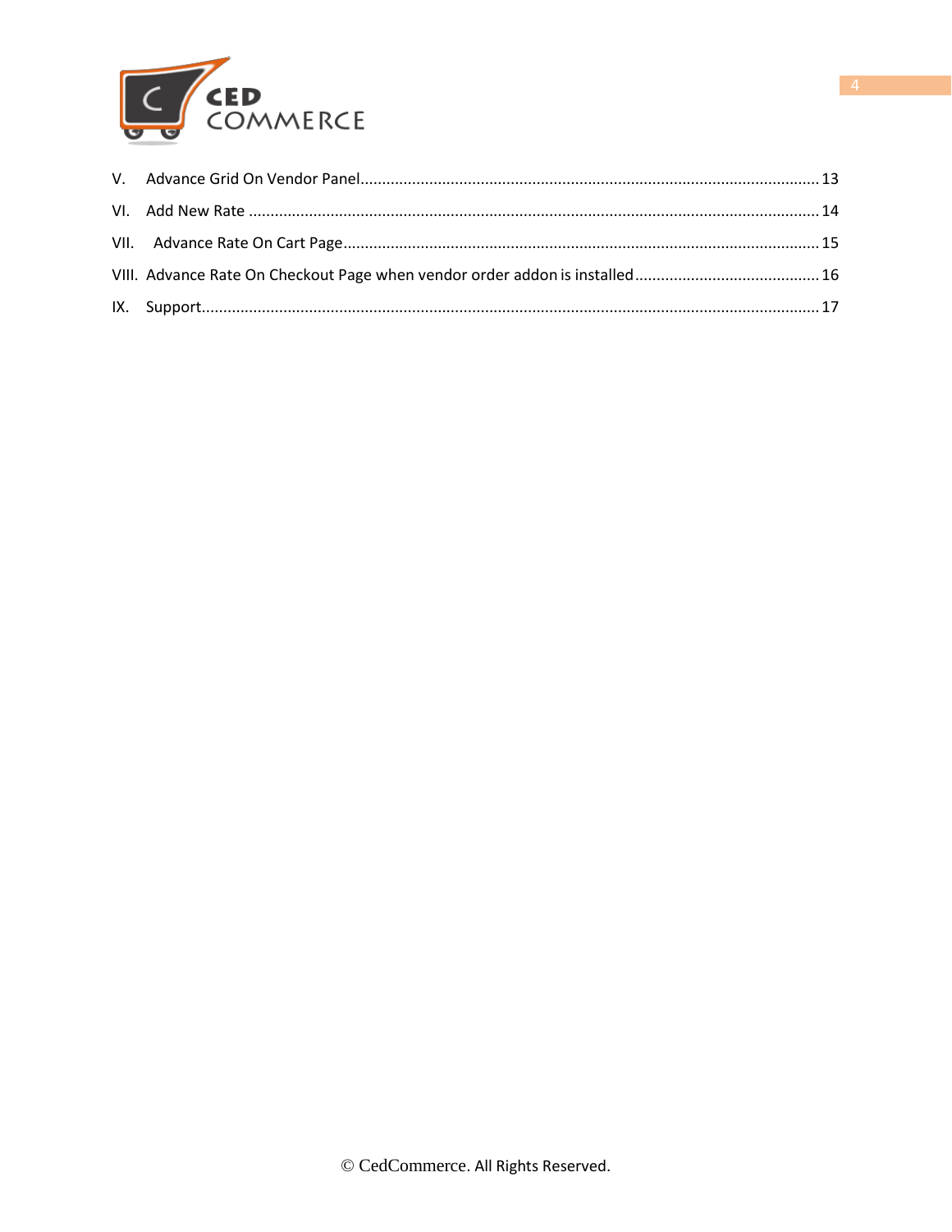V. Advance Grid On Vendor Panel........................................................................................................ 13

VI. Add New Rate .................................................................................................................................. 14

VII. Advance Rate On Cart Page............................................................................................................ 15

VIII. Advance Rate On Checkout Page when vendor order addon is installed.......................................... 16

IX. Support............................................................................................................................................ 17

© CedCommerce. All Rights Reserved.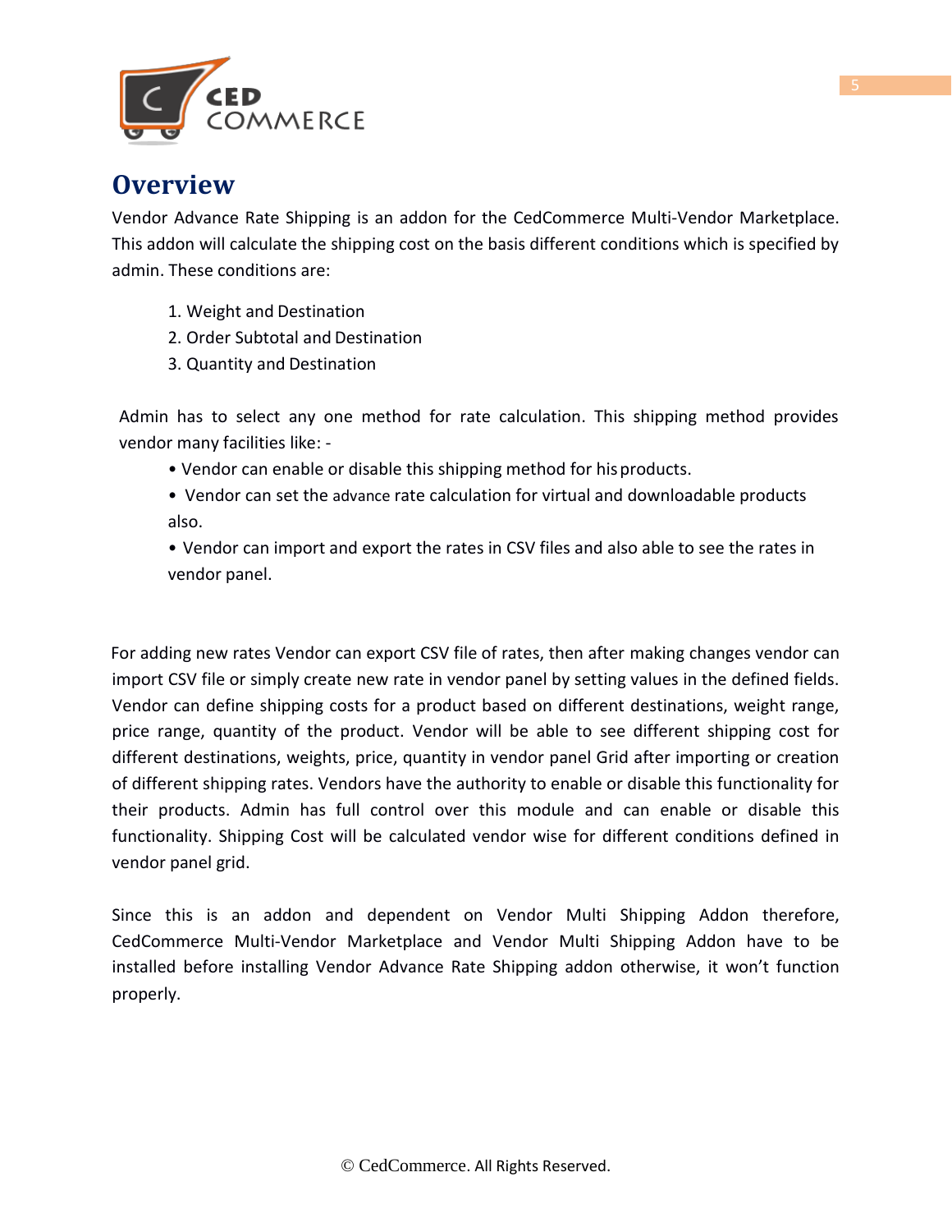# Overview

Vendor Advance Rate Shipping is an addon for the CedCommerce Multi-Vendor Marketplace. This addon will calculate the shipping cost on the basis different conditions which is specified by admin. These conditions are:

1. Weight and Destination
2. Order Subtotal and Destination
3. Quantity and Destination

Admin has to select any one method for rate calculation. This shipping method provides vendor many facilities like: -

- Vendor can enable or disable this shipping method for his products.
- Vendor can set the advance rate calculation for virtual and downloadable products also.
- Vendor can import and export the rates in CSV files and also able to see the rates in vendor panel.

For adding new rates Vendor can export CSV file of rates, then after making changes vendor can import CSV file or simply create new rate in vendor panel by setting values in the defined fields. Vendor can define shipping costs for a product based on different destinations, weight range, price range, quantity of the product. Vendor will be able to see different shipping cost for different destinations, weights, price, quantity in vendor panel Grid after importing or creation of different shipping rates. Vendors have the authority to enable or disable this functionality for their products. Admin has full control over this module and can enable or disable this functionality. Shipping Cost will be calculated vendor wise for different conditions defined in vendor panel grid.

Since this is an addon and dependent on Vendor Multi Shipping Addon therefore, CedCommerce Multi-Vendor Marketplace and Vendor Multi Shipping Addon have to be installed before installing Vendor Advance Rate Shipping addon otherwise, it won't function properly.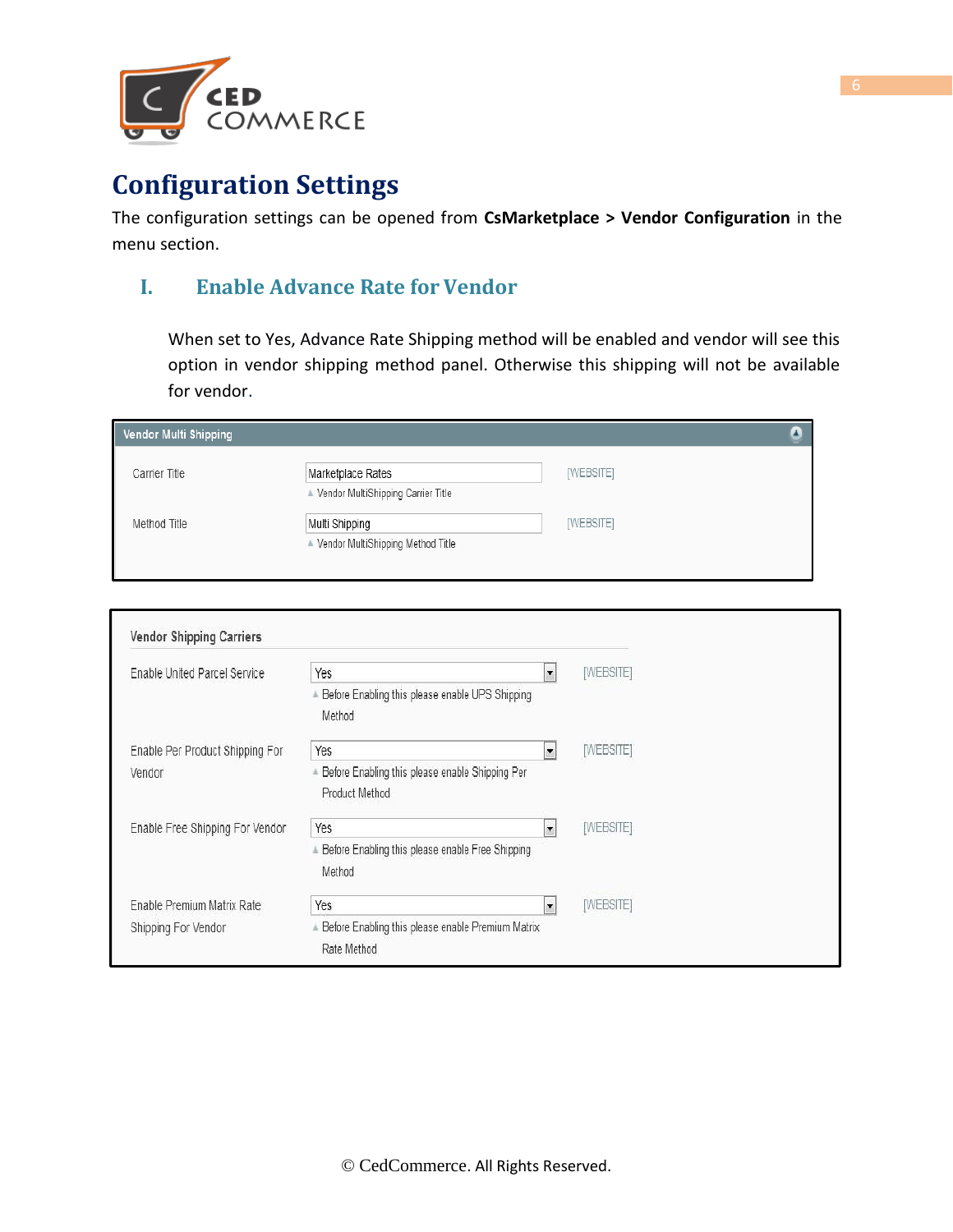# Configuration Settings

The configuration settings can be opened from **CsMarketplace > Vendor Configuration** in the menu section.

## I. Enable Advance Rate for Vendor

When set to Yes, Advance Rate Shipping method will be enabled and vendor will see this option in vendor shipping method panel. Otherwise this shipping will not be available for vendor.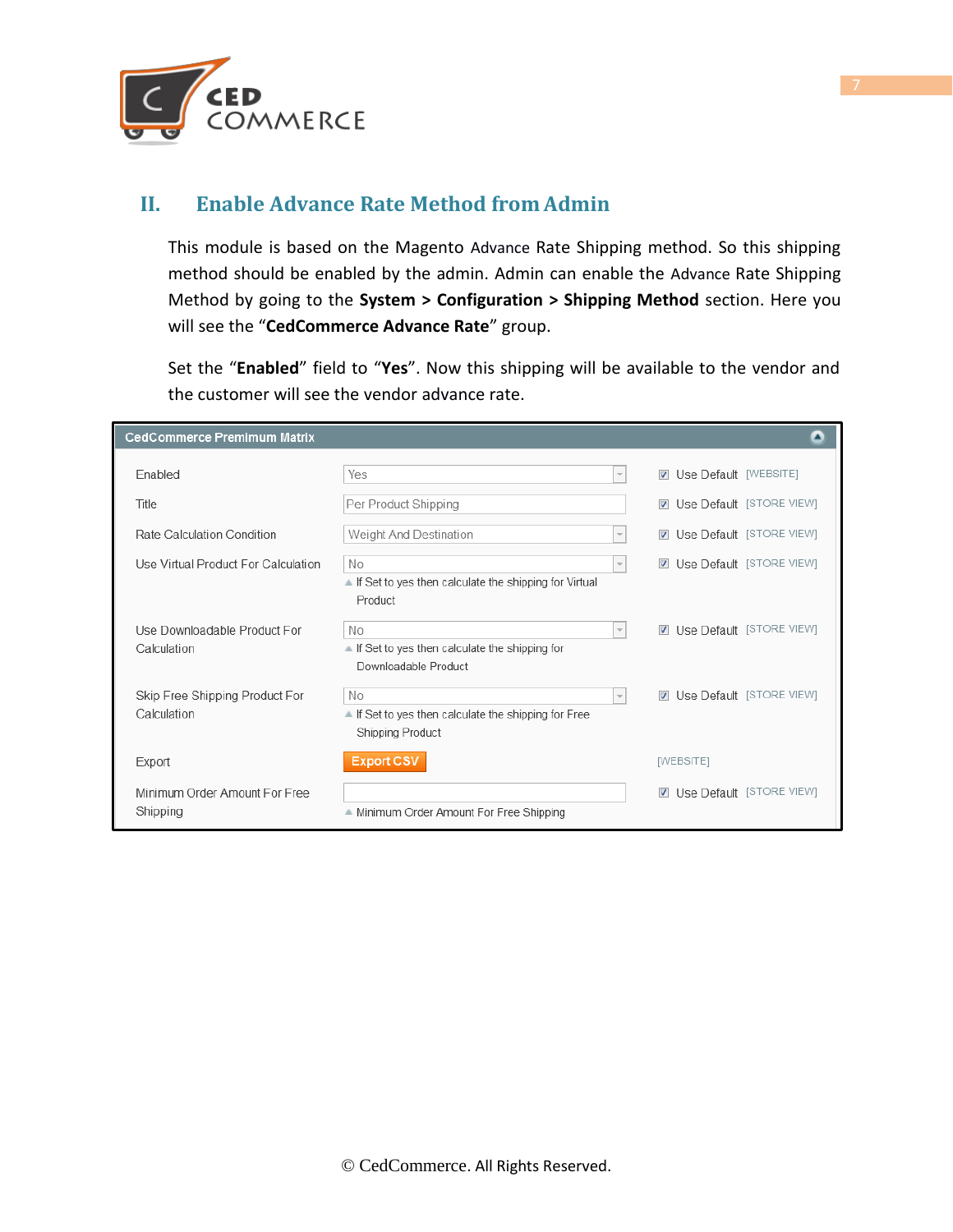## II. Enable Advance Rate Method from Admin

This module is based on the Magento Advance Rate Shipping method. So this shipping method should be enabled by the admin. Admin can enable the Advance Rate Shipping Method by going to the **System** > **Configuration** > **Shipping Method** section. Here you will see the "**CedCommerce Advance Rate**" group.

Set the "**Enabled**" field to "**Yes**". Now this shipping will be available to the vendor and the customer will see the vendor advance rate.

**CedCommerce Premimum Matrix**

| Field | Value | Use Default | Scope |
|---|---|---|---|
| Enabled | Yes | ☑ Use Default | [WEBSITE] |
| Title | Per Product Shipping | ☑ Use Default | [STORE VIEW] |
| Rate Calculation Condition | Weight And Destination | ☑ Use Default | [STORE VIEW] |
| Use Virtual Product For Calculation | No<br>If Set to yes then calculate the shipping for Virtual Product | ☑ Use Default | [STORE VIEW] |
| Use Downloadable Product For Calculation | No<br>If Set to yes then calculate the shipping for Downloadable Product | ☑ Use Default | [STORE VIEW] |
| Skip Free Shipping Product For Calculation | No<br>If Set to yes then calculate the shipping for Free Shipping Product | ☑ Use Default | [STORE VIEW] |
| Export | Export CSV | | [WEBSITE] |
| Minimum Order Amount For Free Shipping | Minimum Order Amount For Free Shipping | ☑ Use Default | [STORE VIEW] |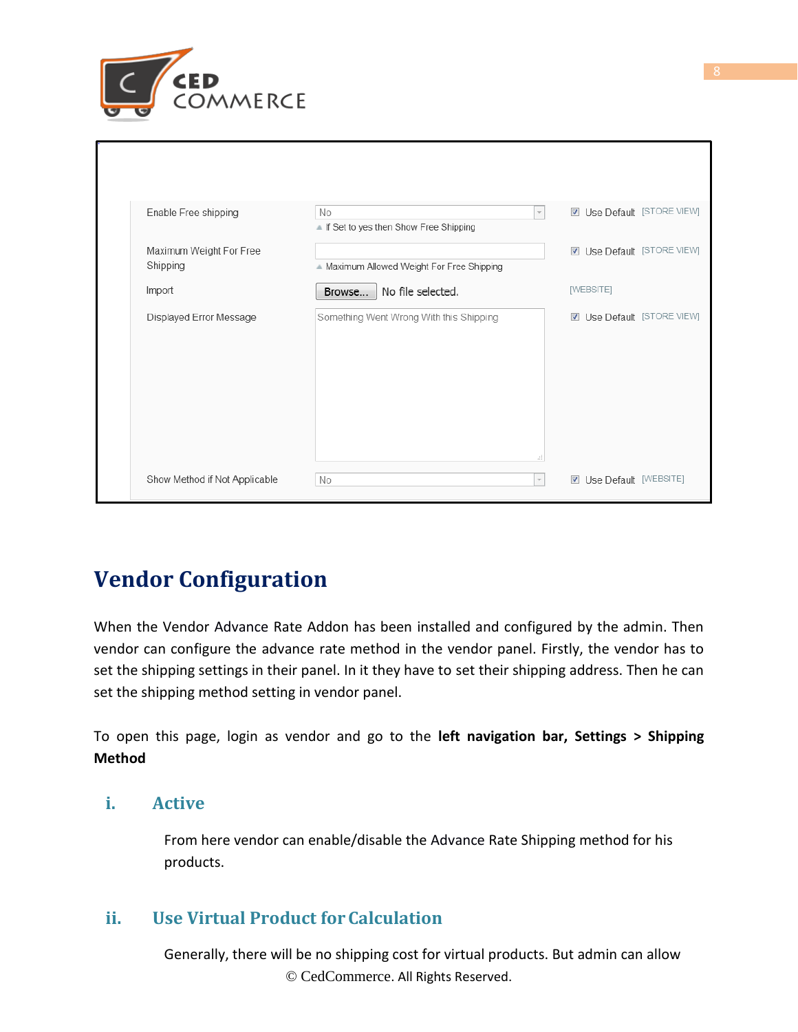| | | | |
|---|---|---|---|
| Enable Free shipping | No<br>▲ If Set to yes then Show Free Shipping | ☑ Use Default | [STORE VIEW] |
| Maximum Weight For Free Shipping | <br>▲ Maximum Allowed Weight For Free Shipping | ☑ Use Default | [STORE VIEW] |
| Import | Browse... No file selected. | | [WEBSITE] |
| Displayed Error Message | Something Went Wrong With this Shipping | ☑ Use Default | [STORE VIEW] |
| Show Method if Not Applicable | No | ☑ Use Default | [WEBSITE] |

# Vendor Configuration

When the Vendor Advance Rate Addon has been installed and configured by the admin. Then vendor can configure the advance rate method in the vendor panel. Firstly, the vendor has to set the shipping settings in their panel. In it they have to set their shipping address. Then he can set the shipping method setting in vendor panel.

To open this page, login as vendor and go to the **left navigation bar, Settings > Shipping Method**

## i. Active

From here vendor can enable/disable the Advance Rate Shipping method for his products.

## ii. Use Virtual Product for Calculation

Generally, there will be no shipping cost for virtual products. But admin can allow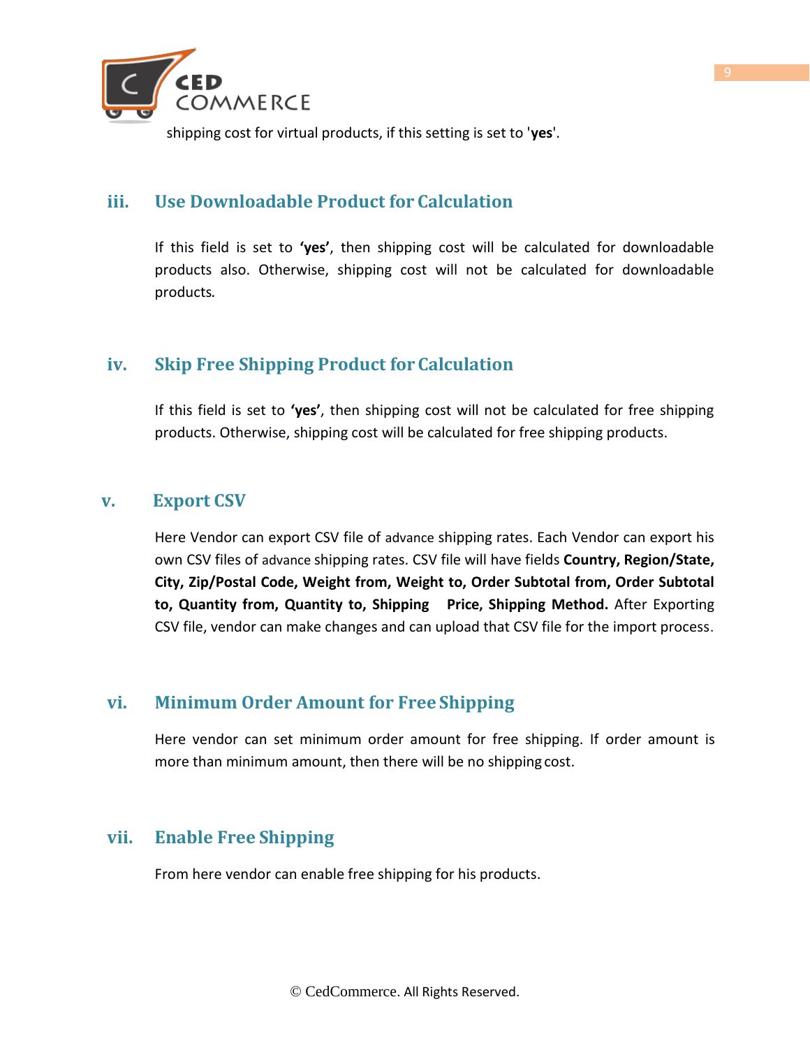shipping cost for virtual products, if this setting is set to '**yes**'.

### iii. Use Downloadable Product for Calculation

If this field is set to **'yes'**, then shipping cost will be calculated for downloadable products also. Otherwise, shipping cost will not be calculated for downloadable products.

### iv. Skip Free Shipping Product for Calculation

If this field is set to **'yes'**, then shipping cost will not be calculated for free shipping products. Otherwise, shipping cost will be calculated for free shipping products.

### v. Export CSV

Here Vendor can export CSV file of advance shipping rates. Each Vendor can export his own CSV files of advance shipping rates. CSV file will have fields **Country, Region/State, City, Zip/Postal Code, Weight from, Weight to, Order Subtotal from, Order Subtotal to, Quantity from, Quantity to, Shipping Price, Shipping Method.** After Exporting CSV file, vendor can make changes and can upload that CSV file for the import process.

### vi. Minimum Order Amount for Free Shipping

Here vendor can set minimum order amount for free shipping. If order amount is more than minimum amount, then there will be no shipping cost.

### vii. Enable Free Shipping

From here vendor can enable free shipping for his products.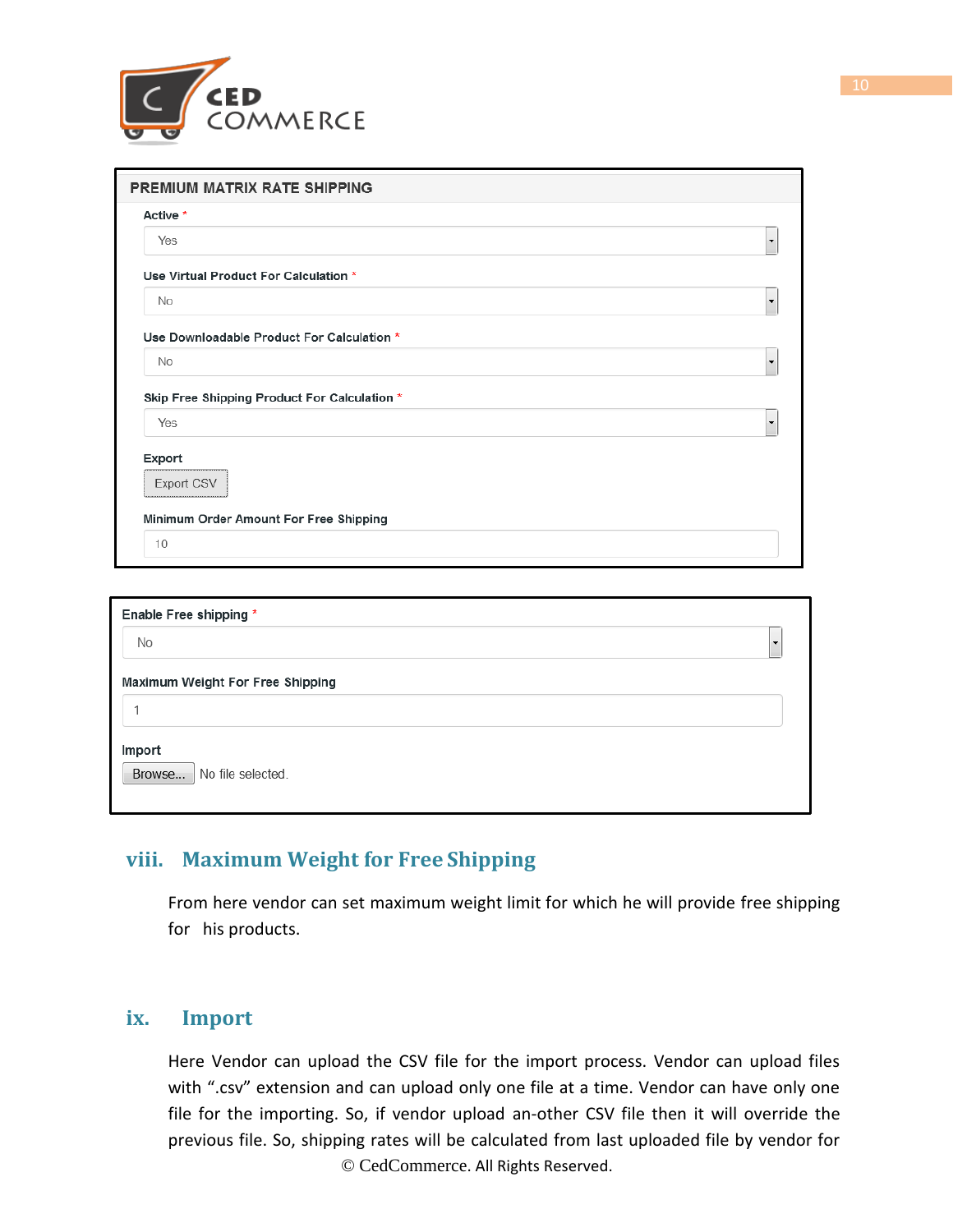PREMIUM MATRIX RATE SHIPPING

Active *

Yes

Use Virtual Product For Calculation *

No

Use Downloadable Product For Calculation *

No

Skip Free Shipping Product For Calculation *

Yes

Export

Export CSV

Minimum Order Amount For Free Shipping

10

Enable Free shipping *

No

Maximum Weight For Free Shipping

1

Import

Browse... No file selected.

## viii. Maximum Weight for Free Shipping

From here vendor can set maximum weight limit for which he will provide free shipping for his products.

## ix. Import

Here Vendor can upload the CSV file for the import process. Vendor can upload files with ".csv" extension and can upload only one file at a time. Vendor can have only one file for the importing. So, if vendor upload an-other CSV file then it will override the previous file. So, shipping rates will be calculated from last uploaded file by vendor for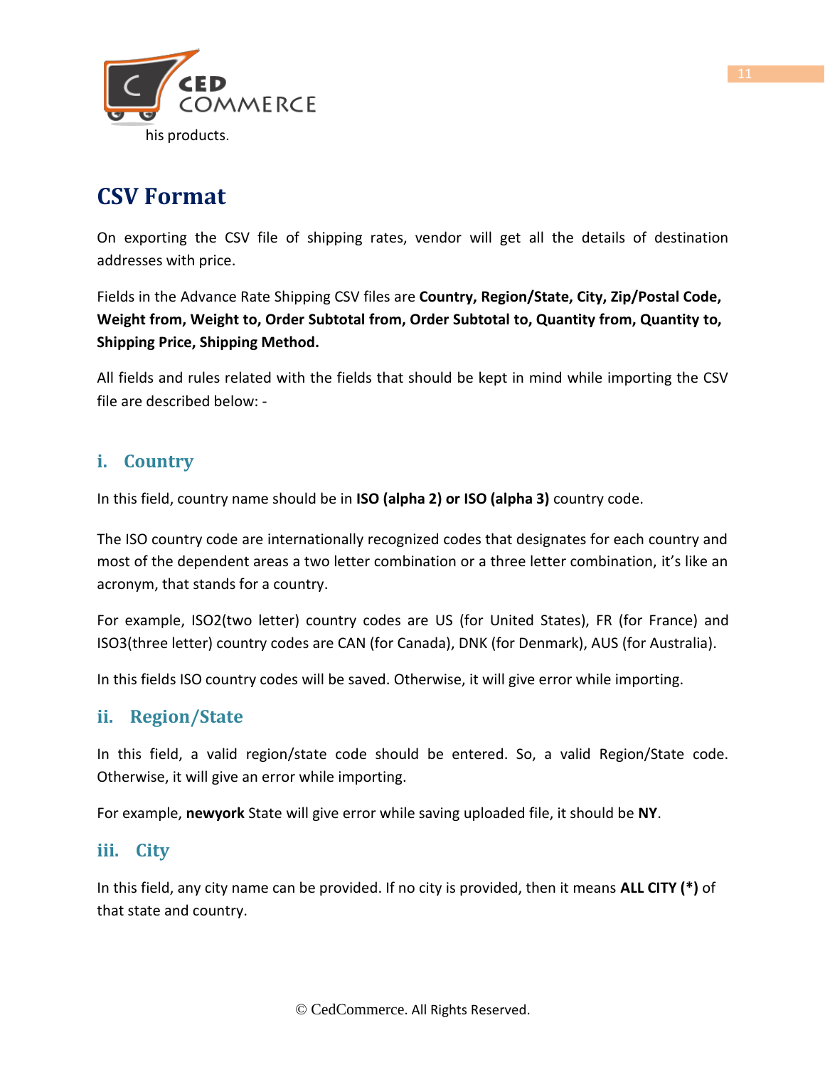his products.

# CSV Format

On exporting the CSV file of shipping rates, vendor will get all the details of destination addresses with price.

Fields in the Advance Rate Shipping CSV files are **Country, Region/State, City, Zip/Postal Code, Weight from, Weight to, Order Subtotal from, Order Subtotal to, Quantity from, Quantity to, Shipping Price, Shipping Method.**

All fields and rules related with the fields that should be kept in mind while importing the CSV file are described below: -

## i. Country

In this field, country name should be in **ISO (alpha 2) or ISO (alpha 3)** country code.

The ISO country code are internationally recognized codes that designates for each country and most of the dependent areas a two letter combination or a three letter combination, it's like an acronym, that stands for a country.

For example, ISO2(two letter) country codes are US (for United States), FR (for France) and ISO3(three letter) country codes are CAN (for Canada), DNK (for Denmark), AUS (for Australia).

In this fields ISO country codes will be saved. Otherwise, it will give error while importing.

## ii. Region/State

In this field, a valid region/state code should be entered. So, a valid Region/State code. Otherwise, it will give an error while importing.

For example, **newyork** State will give error while saving uploaded file, it should be **NY**.

## iii. City

In this field, any city name can be provided. If no city is provided, then it means **ALL CITY (*)** of that state and country.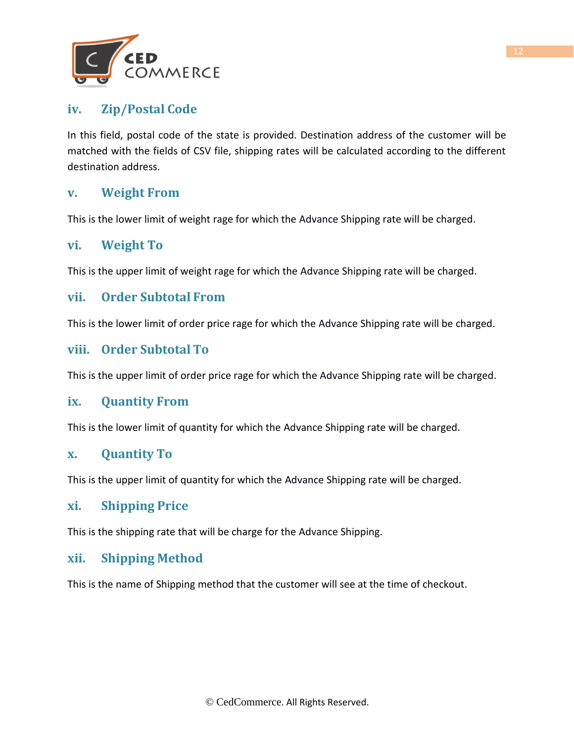### iv. Zip/Postal Code

In this field, postal code of the state is provided. Destination address of the customer will be matched with the fields of CSV file, shipping rates will be calculated according to the different destination address.

### v. Weight From

This is the lower limit of weight rage for which the Advance Shipping rate will be charged.

### vi. Weight To

This is the upper limit of weight rage for which the Advance Shipping rate will be charged.

### vii. Order Subtotal From

This is the lower limit of order price rage for which the Advance Shipping rate will be charged.

### viii. Order Subtotal To

This is the upper limit of order price rage for which the Advance Shipping rate will be charged.

### ix. Quantity From

This is the lower limit of quantity for which the Advance Shipping rate will be charged.

### x. Quantity To

This is the upper limit of quantity for which the Advance Shipping rate will be charged.

### xi. Shipping Price

This is the shipping rate that will be charge for the Advance Shipping.

### xii. Shipping Method

This is the name of Shipping method that the customer will see at the time of checkout.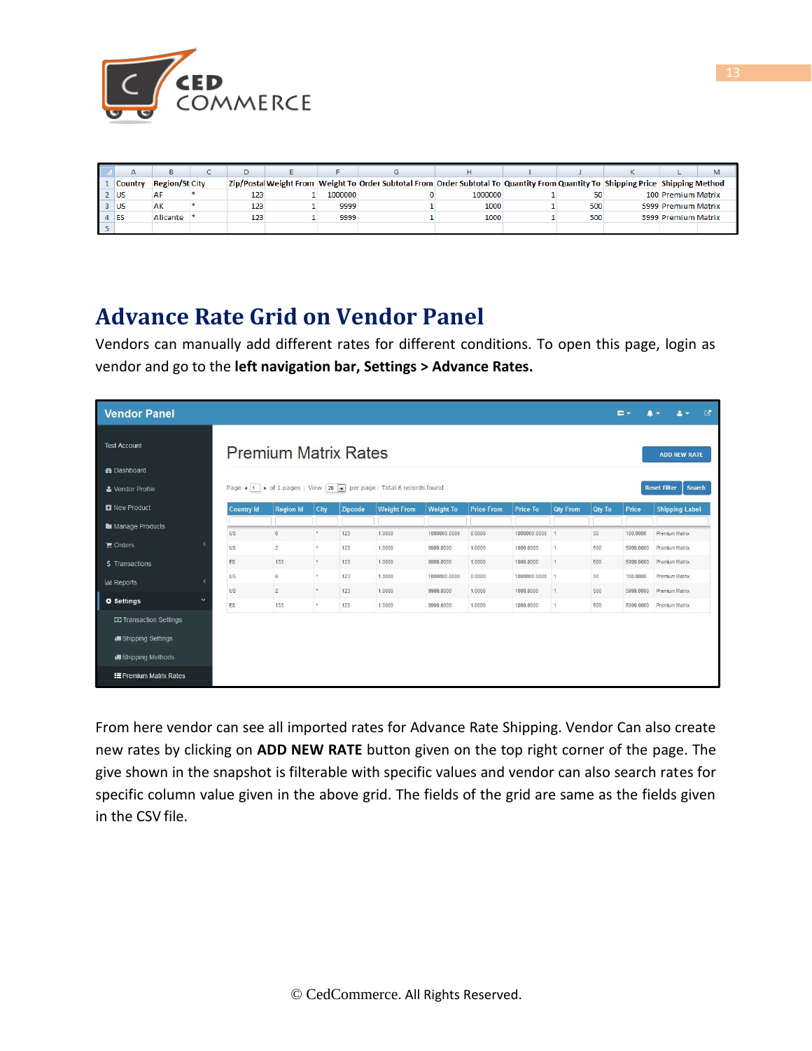| Country | Region/St | City | Zip/Postal | Weight From | Weight To | Order Subtotal From | Order Subtotal To | Quantity From | Quantity To | Shipping Price | Shipping Method |
|---|---|---|---|---|---|---|---|---|---|---|---|
| US | AF | * | 123 | 1 | 1000000 | 0 | 1000000 | 1 | 50 | 100 | Premium Matrix |
| US | AK | * | 123 | 1 | 9999 | 1 | 1000 | 1 | 500 | 5999 | Premium Matrix |
| ES | Alicante | * | 123 | 1 | 9999 | 1 | 1000 | 1 | 500 | 5999 | Premium Matrix |

## Advance Rate Grid on Vendor Panel

Vendors can manually add different rates for different conditions. To open this page, login as vendor and go to the **left navigation bar, Settings > Advance Rates.**

From here vendor can see all imported rates for Advance Rate Shipping. Vendor Can also create new rates by clicking on **ADD NEW RATE** button given on the top right corner of the page. The give shown in the snapshot is filterable with specific values and vendor can also search rates for specific column value given in the above grid. The fields of the grid are same as the fields given in the CSV file.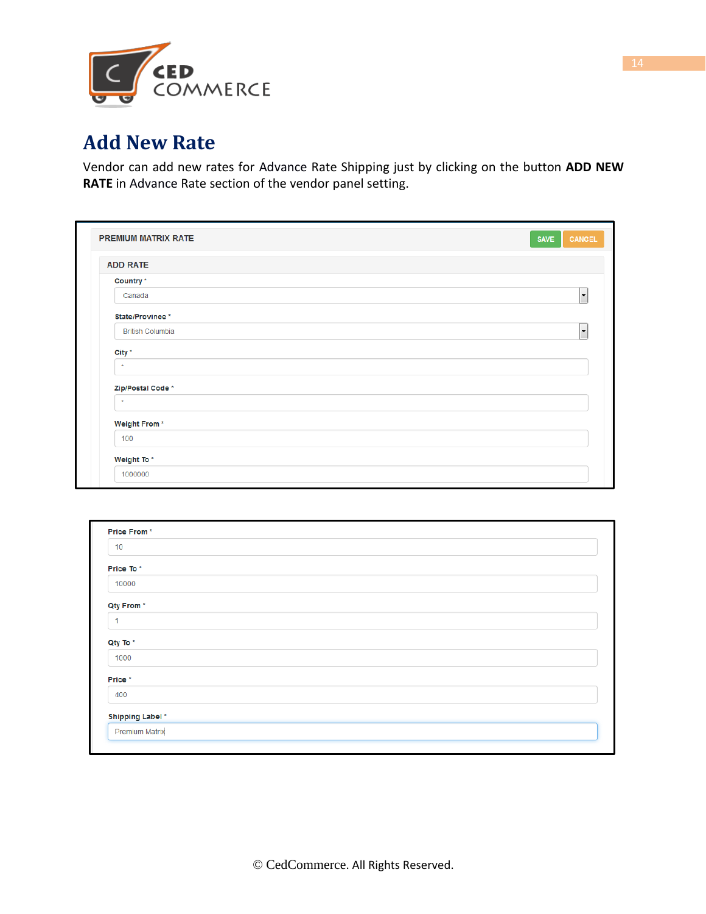# Add New Rate

Vendor can add new rates for Advance Rate Shipping just by clicking on the button **ADD NEW RATE** in Advance Rate section of the vendor panel setting.

PREMIUM MATRIX RATE

SAVE CANCEL

ADD RATE

Country *

Canada

State/Province *

British Columbia

City *

*

Zip/Postal Code *

*

Weight From *

100

Weight To *

1000000

Price From *

10

Price To *

10000

Qty From *

1

Qty To *

1000

Price *

400

Shipping Label *

Premium Matrix

© CedCommerce. All Rights Reserved.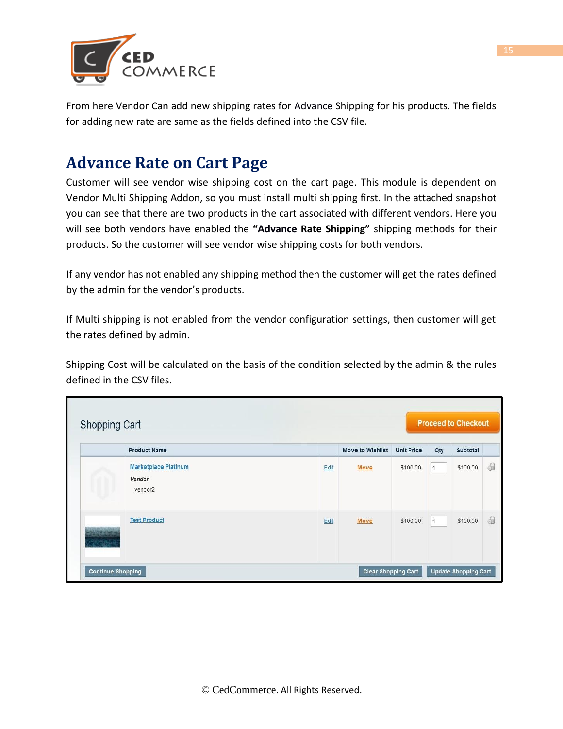From here Vendor Can add new shipping rates for Advance Shipping for his products. The fields for adding new rate are same as the fields defined into the CSV file.

## Advance Rate on Cart Page

Customer will see vendor wise shipping cost on the cart page. This module is dependent on Vendor Multi Shipping Addon, so you must install multi shipping first. In the attached snapshot you can see that there are two products in the cart associated with different vendors. Here you will see both vendors have enabled the **"Advance Rate Shipping"** shipping methods for their products. So the customer will see vendor wise shipping costs for both vendors.

If any vendor has not enabled any shipping method then the customer will get the rates defined by the admin for the vendor's products.

If Multi shipping is not enabled from the vendor configuration settings, then customer will get the rates defined by admin.

Shipping Cost will be calculated on the basis of the condition selected by the admin & the rules defined in the CSV files.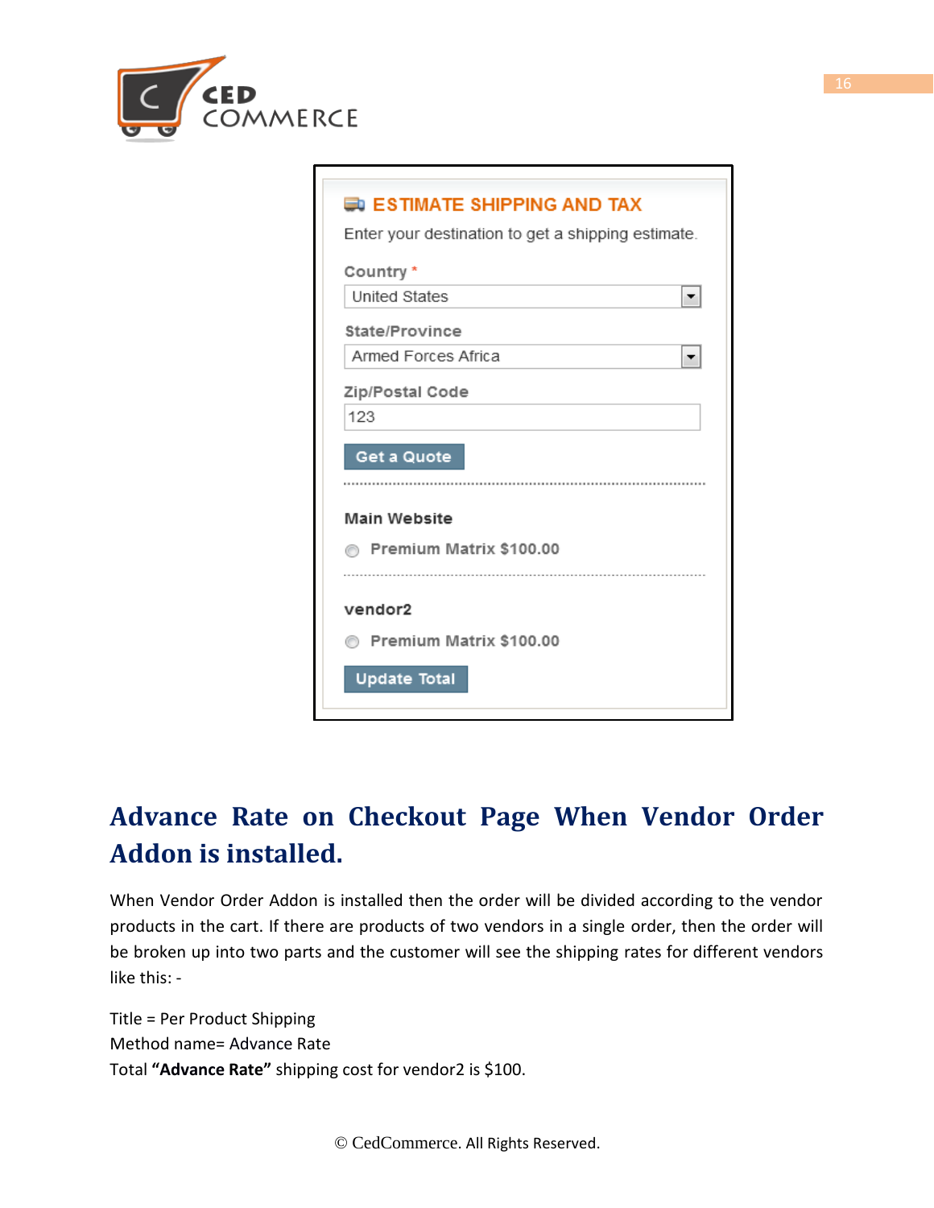ESTIMATE SHIPPING AND TAX

Enter your destination to get a shipping estimate.

Country *

United States

State/Province

Armed Forces Africa

Zip/Postal Code

123

Get a Quote

Main Website

Premium Matrix $100.00

vendor2

Premium Matrix $100.00

Update Total

## Advance Rate on Checkout Page When Vendor Order Addon is installed.

When Vendor Order Addon is installed then the order will be divided according to the vendor products in the cart. If there are products of two vendors in a single order, then the order will be broken up into two parts and the customer will see the shipping rates for different vendors like this: -

Title = Per Product Shipping
Method name= Advance Rate
Total **"Advance Rate"** shipping cost for vendor2 is $100.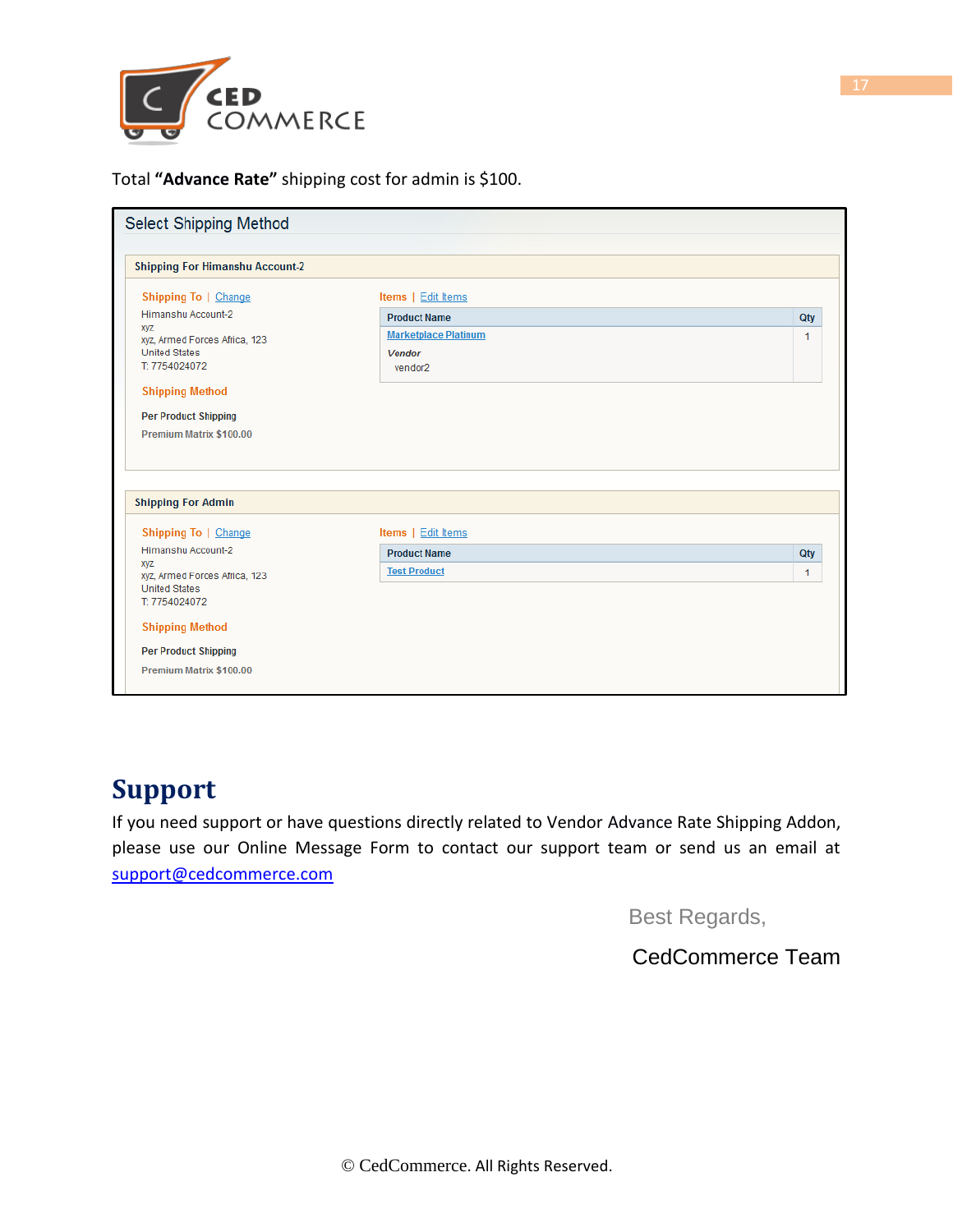Total **"Advance Rate"** shipping cost for admin is $100.

Select Shipping Method

**Shipping For Himanshu Account-2**

Shipping To | Change

Himanshu Account-2
xyz
xyz, Armed Forces Africa, 123
United States
T: 7754024072

Shipping Method

Per Product Shipping

Premium Matrix $100.00

Items | Edit Items

| Product Name | Qty |
|---|---|
| Marketplace Platinum<br>*Vendor*<br>vendor2 | 1 |

**Shipping For Admin**

Shipping To | Change

Himanshu Account-2
xyz
xyz, Armed Forces Africa, 123
United States
T: 7754024072

Shipping Method

Per Product Shipping

Premium Matrix $100.00

Items | Edit Items

| Product Name | Qty |
|---|---|
| Test Product | 1 |

# Support

If you need support or have questions directly related to Vendor Advance Rate Shipping Addon, please use our Online Message Form to contact our support team or send us an email at support@cedcommerce.com

Best Regards,

CedCommerce Team

© CedCommerce. All Rights Reserved.